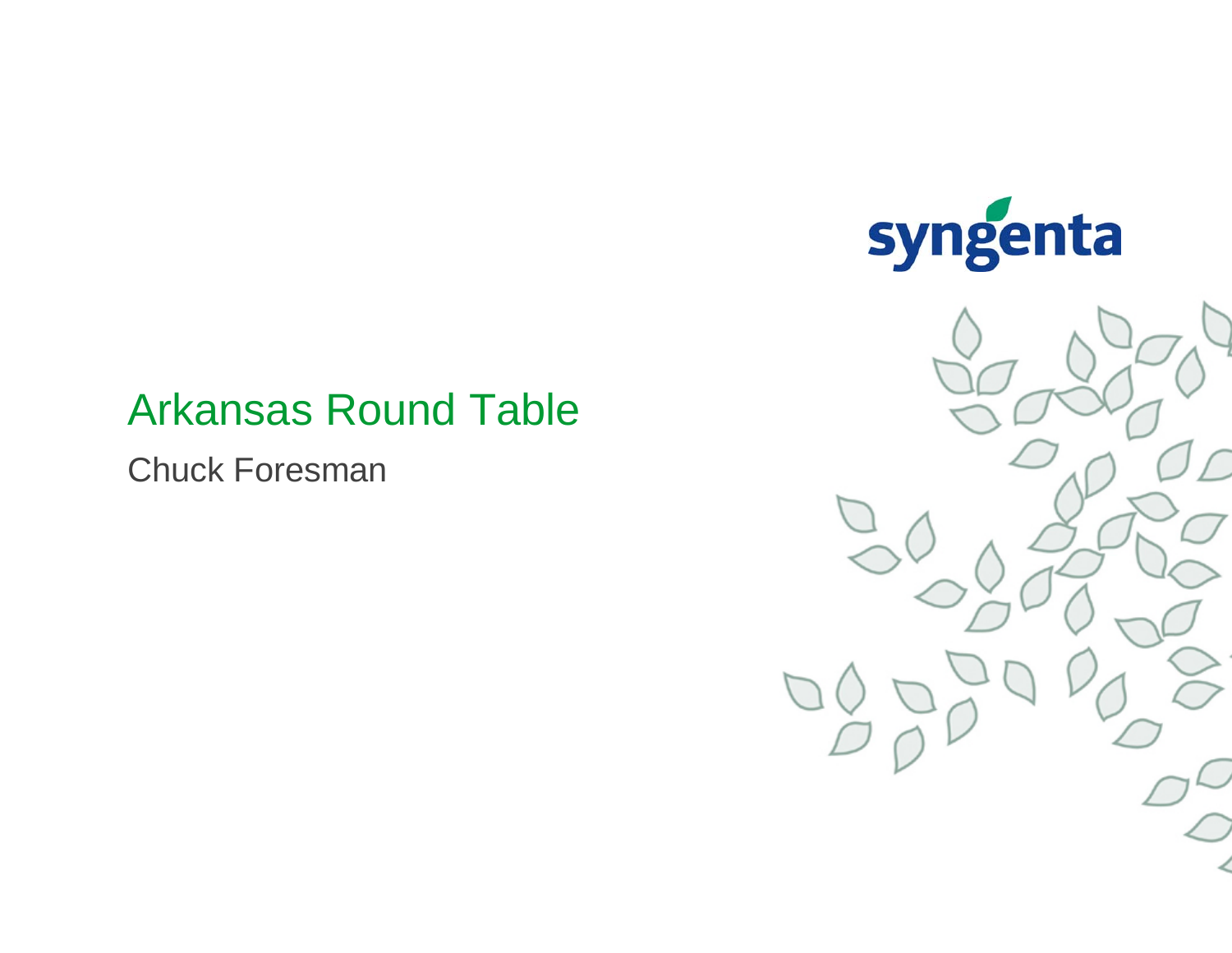# Arkansas Round Table

Chuck Foresman

syngenta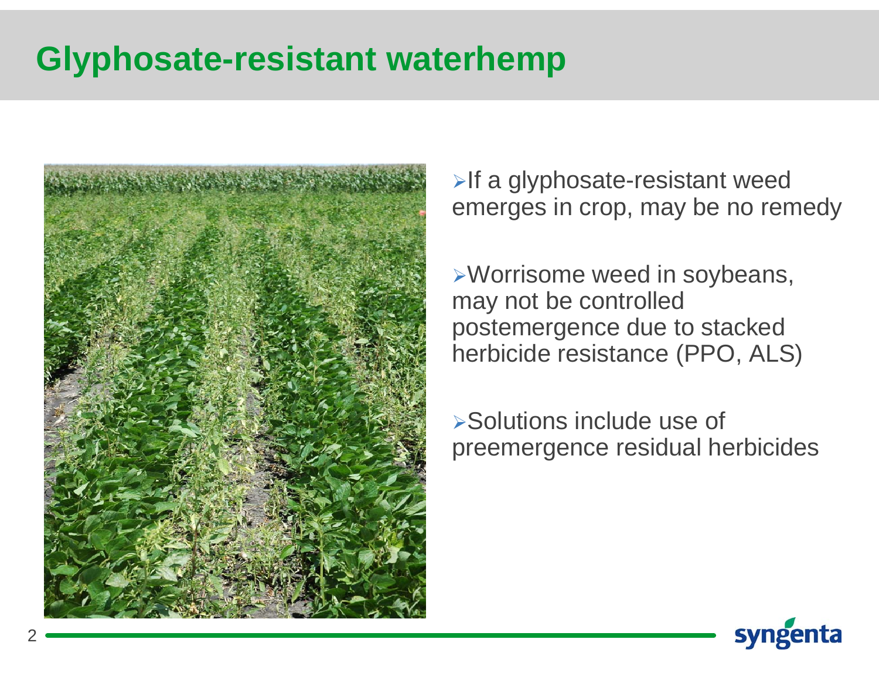# Glyphosate-resistant waterhemp

- If a glyphosate-resistant weed emerges in crop, may be no remedy
- Worrisome weed in soybeans, may not be controlled postemergence due to stacked herbicide resistance (PPO, ALS)
- Solutions include use of preemergence residual herbicides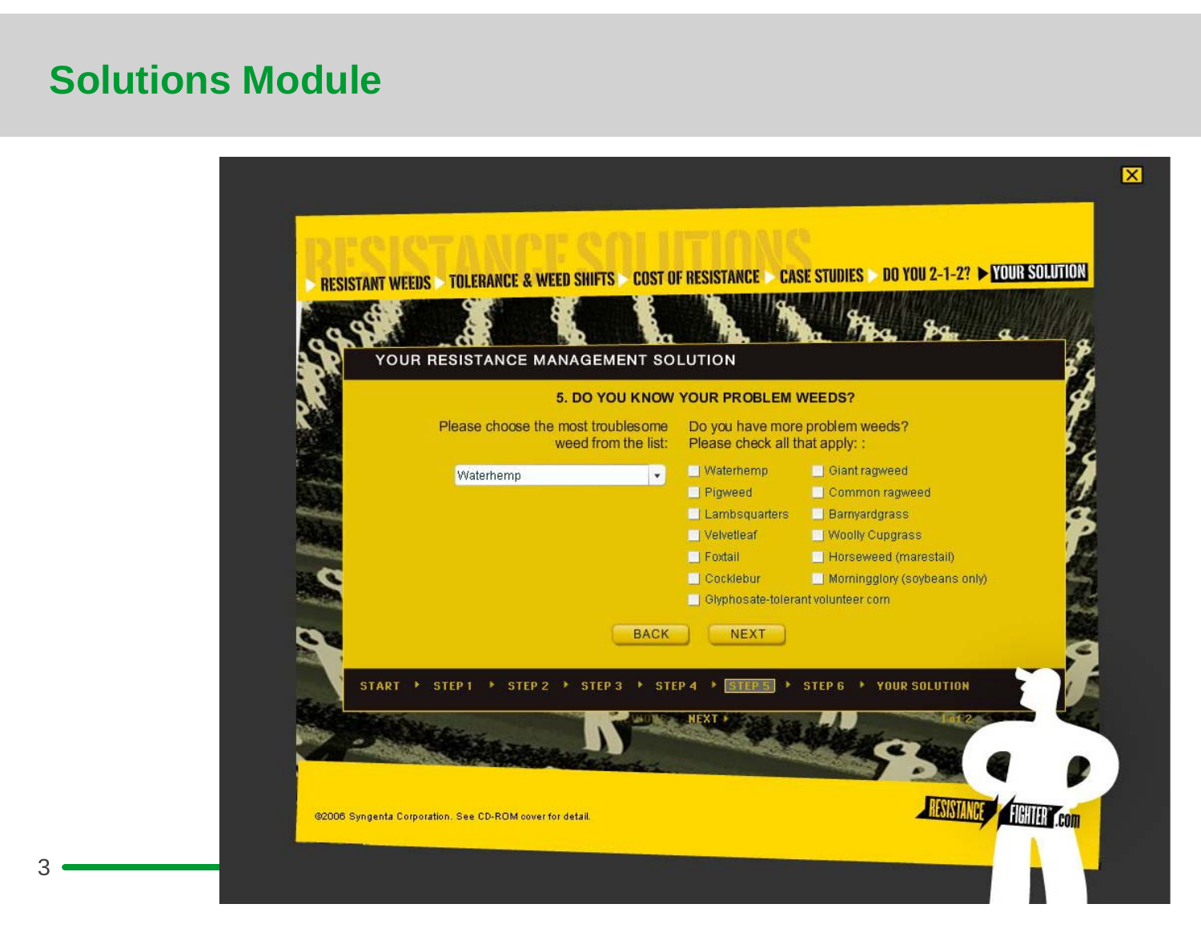# Solutions Module

RESISTANCE SOLUTIONS

RESISTANT WEEDS | TOLERANCE & WEED SHIFTS | COST OF RESISTANCE | CASE STUDIES | DO YOU 2-1-2? | YOUR SOLUTION

## YOUR RESISTANCE MANAGEMENT SOLUTION

### 5. DO YOU KNOW YOUR PROBLEM WEEDS?

Please choose the most troublesome weed from the list:

Waterhemp

Do you have more problem weeds? Please check all that apply: :

- Waterhemp
- Pigweed
- Lambsquarters
- Velvetleaf
- Foxtail
- Cocklebur
- Glyphosate-tolerant volunteer corn
- Giant ragweed
- Common ragweed
- Barnyardgrass
- Woolly Cupgrass
- Horseweed (marestail)
- Morningglory (soybeans only)

BACK | NEXT

START ‣ STEP 1 ‣ STEP 2 ‣ STEP 3 ‣ STEP 4 ‣ STEP 5 ‣ STEP 6 ‣ YOUR SOLUTION

©2006 Syngenta Corporation. See CD-ROM cover for detail.

RESISTANCE FIGHTER.com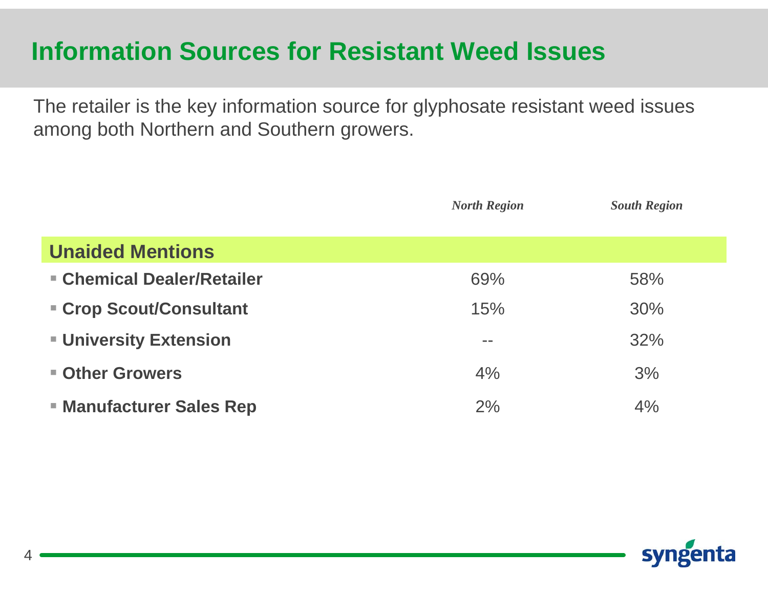# Information Sources for Resistant Weed Issues

The retailer is the key information source for glyphosate resistant weed issues among both Northern and Southern growers.

| | *North Region* | *South Region* |
|---|---|---|
| **Unaided Mentions** | | |
| **Chemical Dealer/Retailer** | 69% | 58% |
| **Crop Scout/Consultant** | 15% | 30% |
| **University Extension** | -- | 32% |
| **Other Growers** | 4% | 3% |
| **Manufacturer Sales Rep** | 2% | 4% |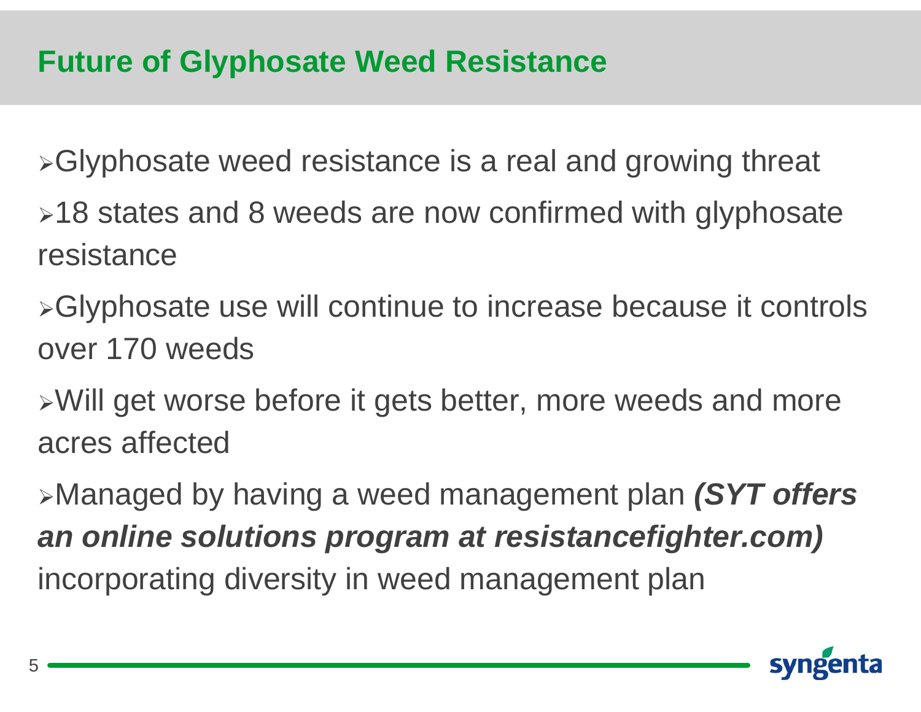# Future of Glyphosate Weed Resistance

- Glyphosate weed resistance is a real and growing threat
- 18 states and 8 weeds are now confirmed with glyphosate resistance
- Glyphosate use will continue to increase because it controls over 170 weeds
- Will get worse before it gets better, more weeds and more acres affected
- Managed by having a weed management plan ***(SYT offers an online solutions program at resistancefighter.com)*** incorporating diversity in weed management plan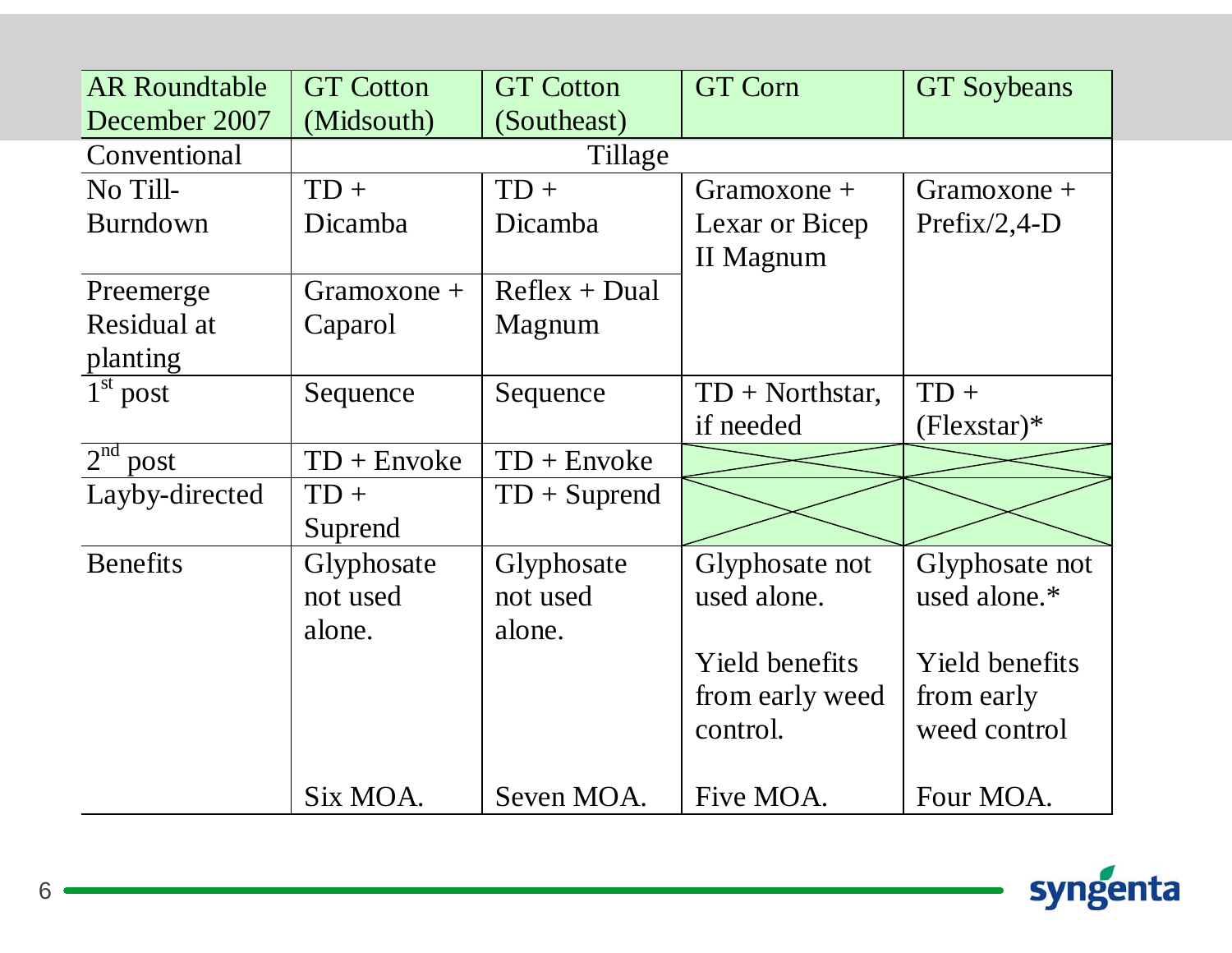| AR Roundtable December 2007 | GT Cotton (Midsouth) | GT Cotton (Southeast) | GT Corn | GT Soybeans |
|---|---|---|---|---|
| Conventional | Tillage | | | |
| No Till-Burndown | TD + Dicamba | TD + Dicamba | Gramoxone + Lexar or Bicep II Magnum | Gramoxone + Prefix/2,4-D |
| Preemerge Residual at planting | Gramoxone + Caparol | Reflex + Dual Magnum | | |
| 1st post | Sequence | Sequence | TD + Northstar, if needed | TD + (Flexstar)* |
| 2nd post | TD + Envoke | TD + Envoke | | |
| Layby-directed | TD + Suprend | TD + Suprend | | |
| Benefits | Glyphosate not used alone.<br><br>Six MOA. | Glyphosate not used alone.<br><br>Seven MOA. | Glyphosate not used alone.<br><br>Yield benefits from early weed control.<br><br>Five MOA. | Glyphosate not used alone.*<br><br>Yield benefits from early weed control<br><br>Four MOA. |